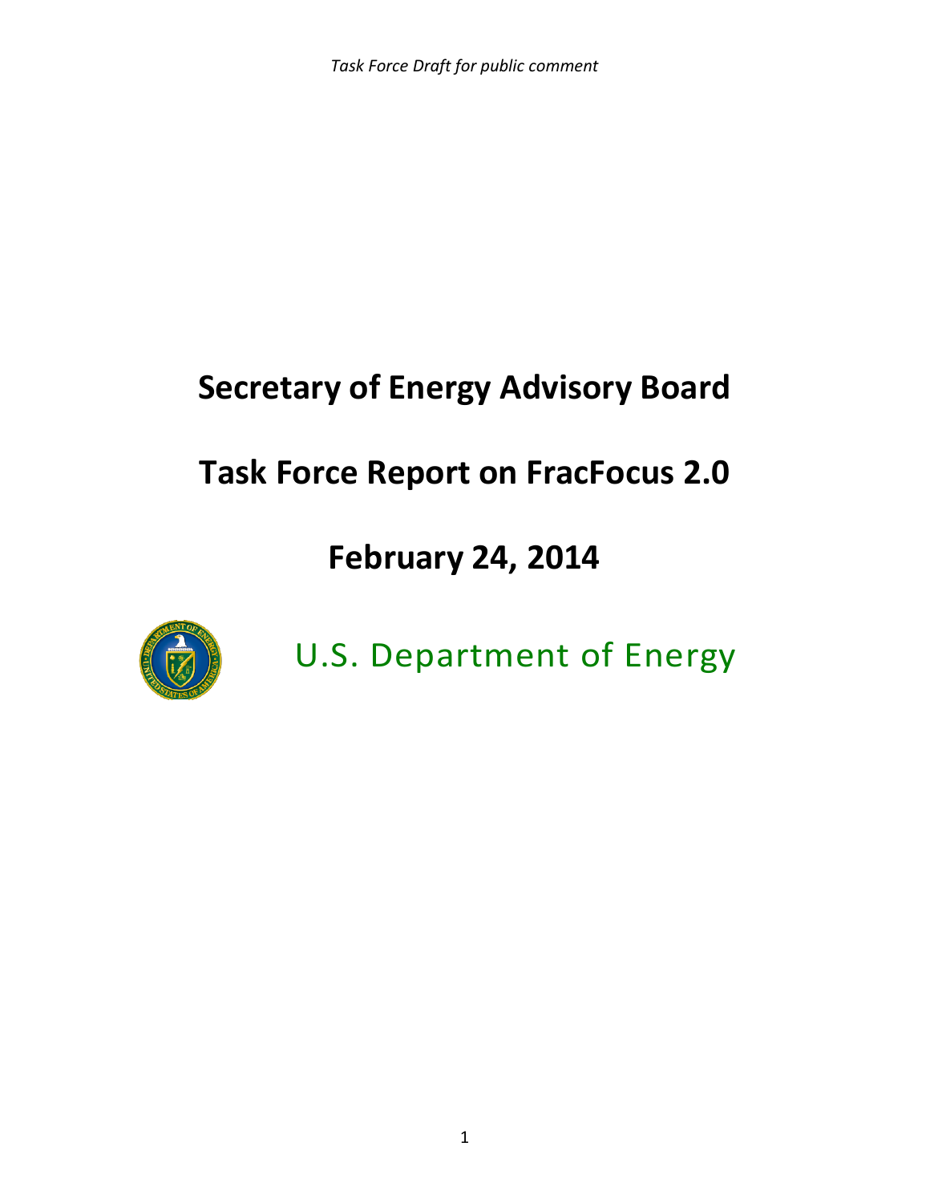*Task Force Draft for public comment*

# Secretary of Energy Advisory Board

# Task Force Report on FracFocus 2.0

# February 24, 2014

U.S. Department of Energy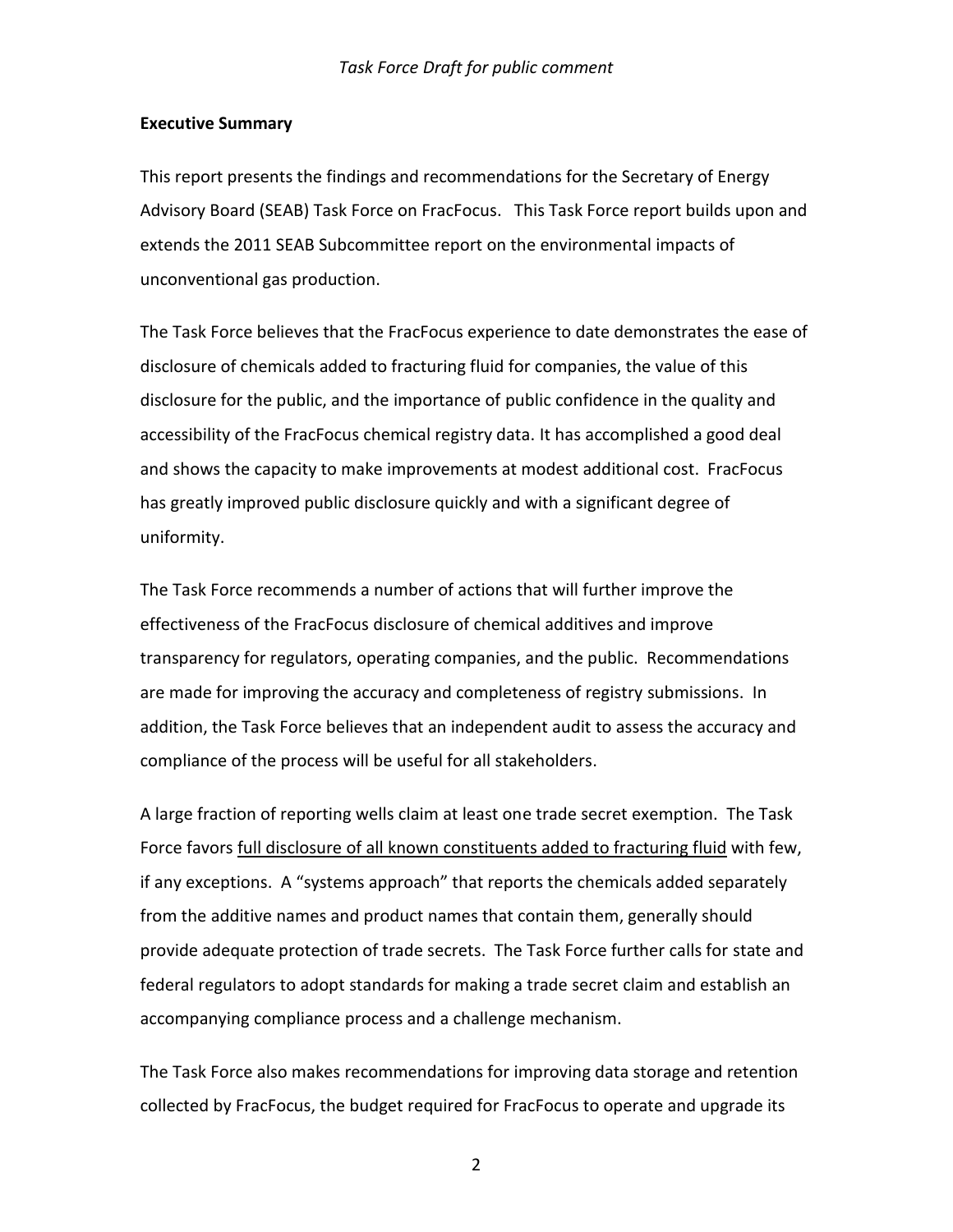## Executive Summary

This report presents the findings and recommendations for the Secretary of Energy Advisory Board (SEAB) Task Force on FracFocus. This Task Force report builds upon and extends the 2011 SEAB Subcommittee report on the environmental impacts of unconventional gas production.

The Task Force believes that the FracFocus experience to date demonstrates the ease of disclosure of chemicals added to fracturing fluid for companies, the value of this disclosure for the public, and the importance of public confidence in the quality and accessibility of the FracFocus chemical registry data. It has accomplished a good deal and shows the capacity to make improvements at modest additional cost. FracFocus has greatly improved public disclosure quickly and with a significant degree of uniformity.

The Task Force recommends a number of actions that will further improve the effectiveness of the FracFocus disclosure of chemical additives and improve transparency for regulators, operating companies, and the public. Recommendations are made for improving the accuracy and completeness of registry submissions. In addition, the Task Force believes that an independent audit to assess the accuracy and compliance of the process will be useful for all stakeholders.

A large fraction of reporting wells claim at least one trade secret exemption. The Task Force favors <u>full disclosure of all known constituents added to fracturing fluid</u> with few, if any exceptions. A "systems approach" that reports the chemicals added separately from the additive names and product names that contain them, generally should provide adequate protection of trade secrets. The Task Force further calls for state and federal regulators to adopt standards for making a trade secret claim and establish an accompanying compliance process and a challenge mechanism.

The Task Force also makes recommendations for improving data storage and retention collected by FracFocus, the budget required for FracFocus to operate and upgrade its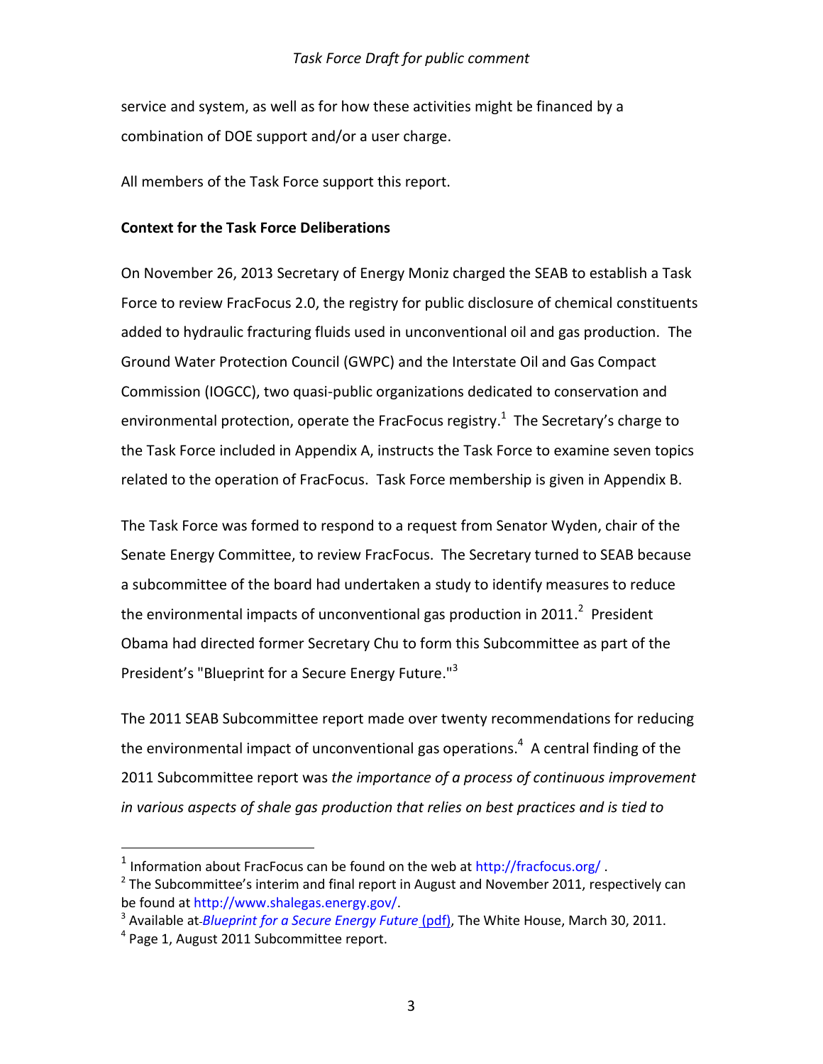service and system, as well as for how these activities might be financed by a combination of DOE support and/or a user charge.

All members of the Task Force support this report.

**Context for the Task Force Deliberations**

On November 26, 2013 Secretary of Energy Moniz charged the SEAB to establish a Task Force to review FracFocus 2.0, the registry for public disclosure of chemical constituents added to hydraulic fracturing fluids used in unconventional oil and gas production. The Ground Water Protection Council (GWPC) and the Interstate Oil and Gas Compact Commission (IOGCC), two quasi-public organizations dedicated to conservation and environmental protection, operate the FracFocus registry.[1] The Secretary's charge to the Task Force included in Appendix A, instructs the Task Force to examine seven topics related to the operation of FracFocus. Task Force membership is given in Appendix B.

The Task Force was formed to respond to a request from Senator Wyden, chair of the Senate Energy Committee, to review FracFocus. The Secretary turned to SEAB because a subcommittee of the board had undertaken a study to identify measures to reduce the environmental impacts of unconventional gas production in 2011.[2] President Obama had directed former Secretary Chu to form this Subcommittee as part of the President's "Blueprint for a Secure Energy Future."[3]

The 2011 SEAB Subcommittee report made over twenty recommendations for reducing the environmental impact of unconventional gas operations.[4] A central finding of the 2011 Subcommittee report was *the importance of a process of continuous improvement in various aspects of shale gas production that relies on best practices and is tied to*

---

[1] Information about FracFocus can be found on the web at http://fracfocus.org/ .

[2] The Subcommittee's interim and final report in August and November 2011, respectively can be found at http://www.shalegas.energy.gov/.

[3] Available at *Blueprint for a Secure Energy Future* (pdf), The White House, March 30, 2011.

[4] Page 1, August 2011 Subcommittee report.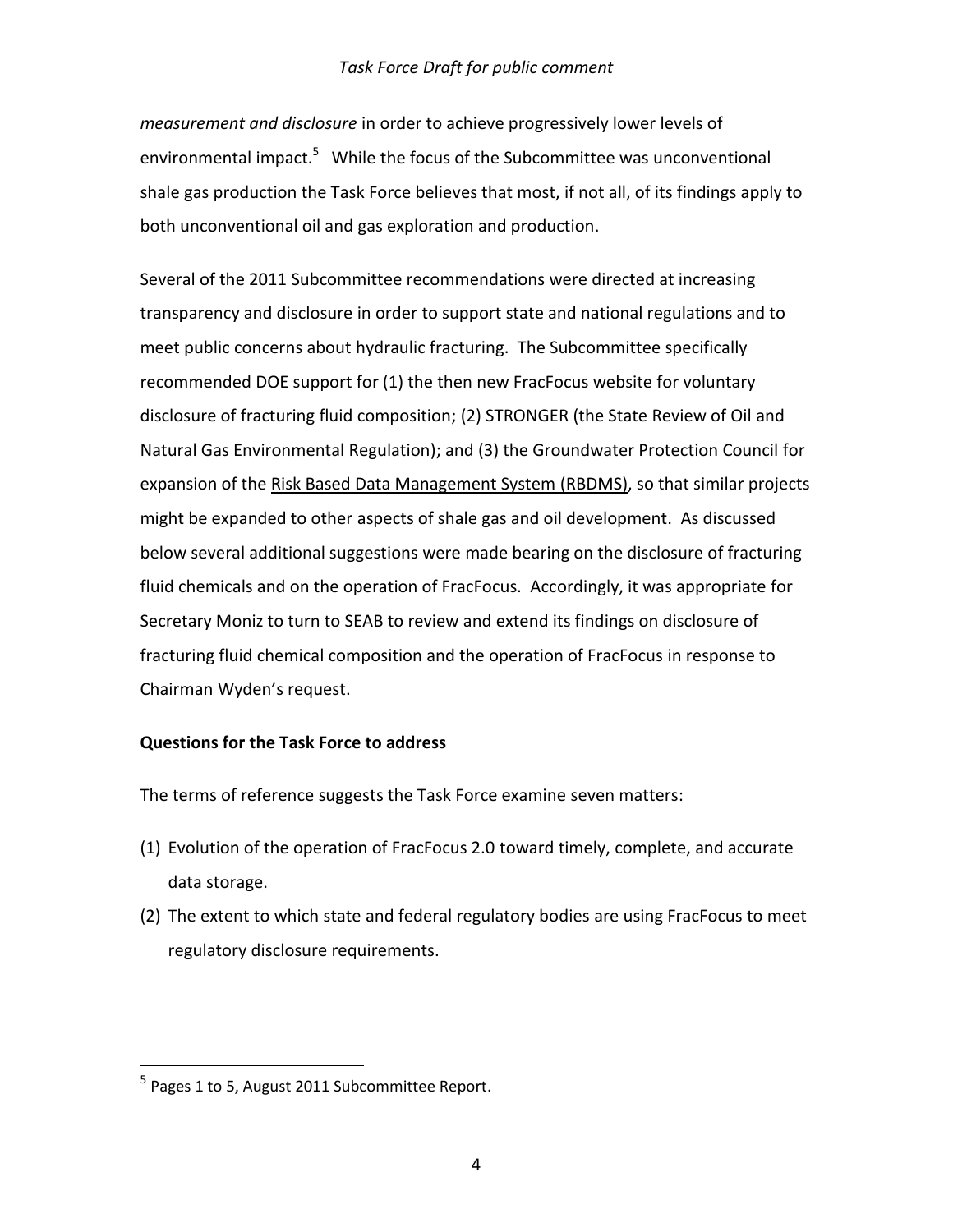*measurement and disclosure* in order to achieve progressively lower levels of environmental impact.[5] While the focus of the Subcommittee was unconventional shale gas production the Task Force believes that most, if not all, of its findings apply to both unconventional oil and gas exploration and production.

Several of the 2011 Subcommittee recommendations were directed at increasing transparency and disclosure in order to support state and national regulations and to meet public concerns about hydraulic fracturing. The Subcommittee specifically recommended DOE support for (1) the then new FracFocus website for voluntary disclosure of fracturing fluid composition; (2) STRONGER (the State Review of Oil and Natural Gas Environmental Regulation); and (3) the Groundwater Protection Council for expansion of the Risk Based Data Management System (RBDMS), so that similar projects might be expanded to other aspects of shale gas and oil development. As discussed below several additional suggestions were made bearing on the disclosure of fracturing fluid chemicals and on the operation of FracFocus. Accordingly, it was appropriate for Secretary Moniz to turn to SEAB to review and extend its findings on disclosure of fracturing fluid chemical composition and the operation of FracFocus in response to Chairman Wyden's request.

**Questions for the Task Force to address**

The terms of reference suggests the Task Force examine seven matters:

(1) Evolution of the operation of FracFocus 2.0 toward timely, complete, and accurate data storage.
(2) The extent to which state and federal regulatory bodies are using FracFocus to meet regulatory disclosure requirements.

---

[5] Pages 1 to 5, August 2011 Subcommittee Report.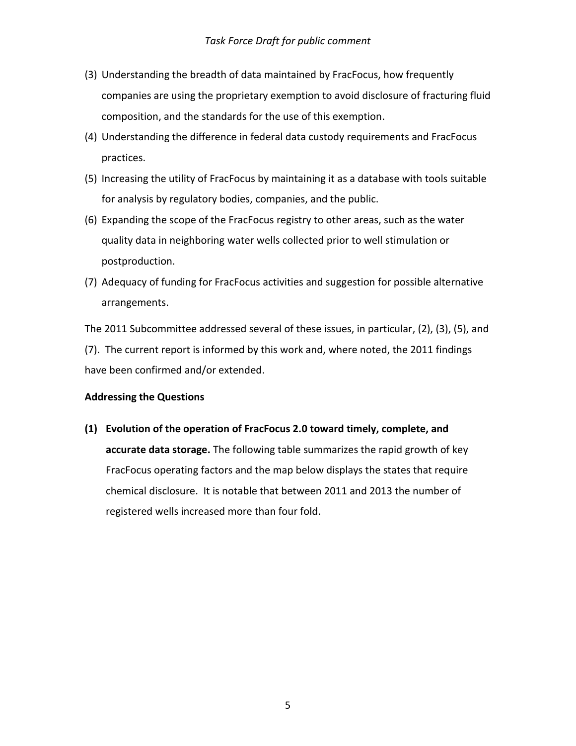(3) Understanding the breadth of data maintained by FracFocus, how frequently companies are using the proprietary exemption to avoid disclosure of fracturing fluid composition, and the standards for the use of this exemption.

(4) Understanding the difference in federal data custody requirements and FracFocus practices.

(5) Increasing the utility of FracFocus by maintaining it as a database with tools suitable for analysis by regulatory bodies, companies, and the public.

(6) Expanding the scope of the FracFocus registry to other areas, such as the water quality data in neighboring water wells collected prior to well stimulation or postproduction.

(7) Adequacy of funding for FracFocus activities and suggestion for possible alternative arrangements.

The 2011 Subcommittee addressed several of these issues, in particular, (2), (3), (5), and (7). The current report is informed by this work and, where noted, the 2011 findings have been confirmed and/or extended.

**Addressing the Questions**

**(1) Evolution of the operation of FracFocus 2.0 toward timely, complete, and accurate data storage.** The following table summarizes the rapid growth of key FracFocus operating factors and the map below displays the states that require chemical disclosure. It is notable that between 2011 and 2013 the number of registered wells increased more than four fold.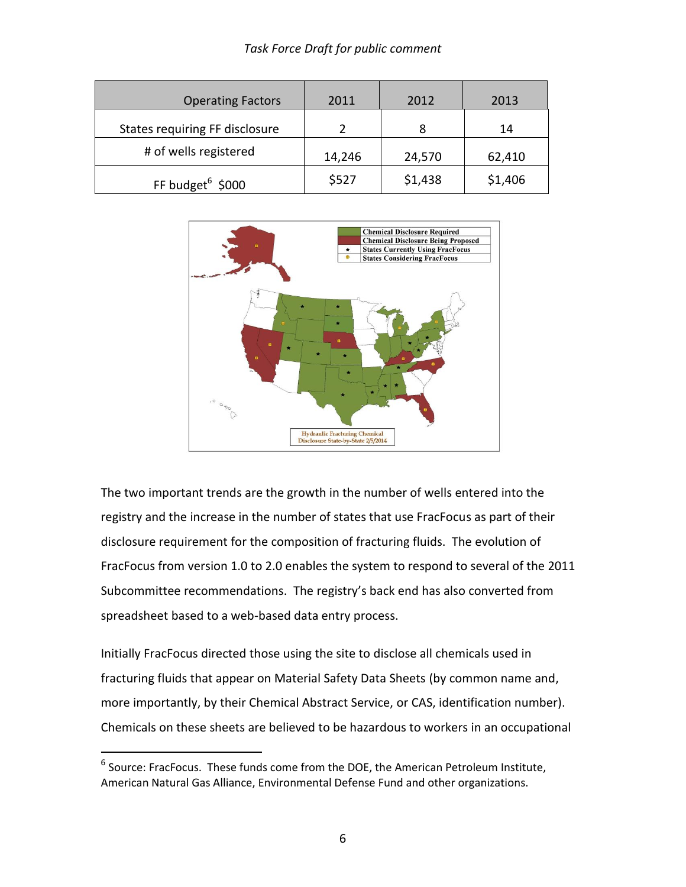| Operating Factors | 2011 | 2012 | 2013 |
|---|---|---|---|
| States requiring FF disclosure | 2 | 8 | 14 |
| # of wells registered | 14,246 | 24,570 | 62,410 |
| FF budget[6] $000 | $527 | $1,438 | $1,406 |

The two important trends are the growth in the number of wells entered into the registry and the increase in the number of states that use FracFocus as part of their disclosure requirement for the composition of fracturing fluids. The evolution of FracFocus from version 1.0 to 2.0 enables the system to respond to several of the 2011 Subcommittee recommendations. The registry's back end has also converted from spreadsheet based to a web-based data entry process.

Initially FracFocus directed those using the site to disclose all chemicals used in fracturing fluids that appear on Material Safety Data Sheets (by common name and, more importantly, by their Chemical Abstract Service, or CAS, identification number). Chemicals on these sheets are believed to be hazardous to workers in an occupational

[6] Source: FracFocus. These funds come from the DOE, the American Petroleum Institute, American Natural Gas Alliance, Environmental Defense Fund and other organizations.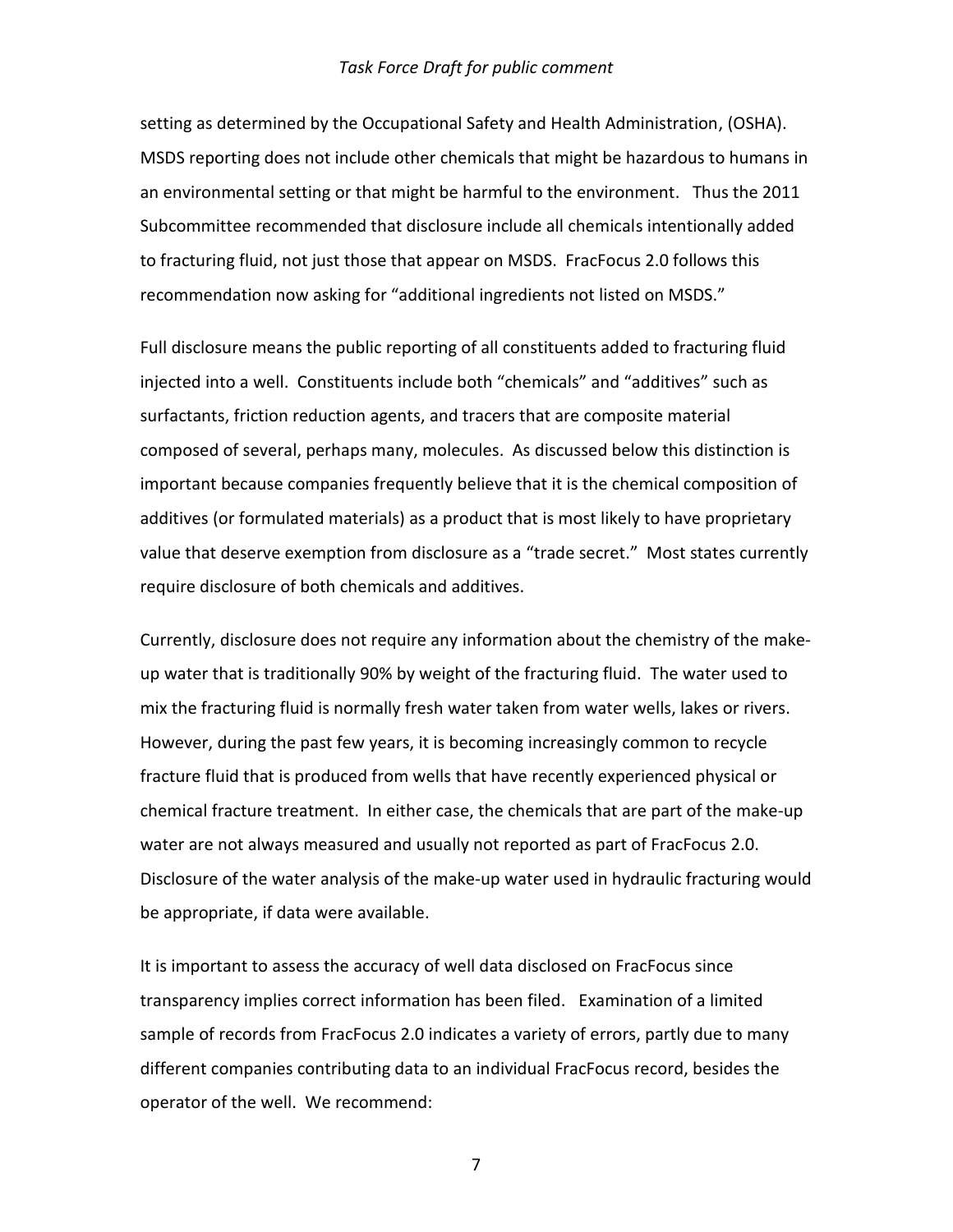setting as determined by the Occupational Safety and Health Administration, (OSHA). MSDS reporting does not include other chemicals that might be hazardous to humans in an environmental setting or that might be harmful to the environment. Thus the 2011 Subcommittee recommended that disclosure include all chemicals intentionally added to fracturing fluid, not just those that appear on MSDS. FracFocus 2.0 follows this recommendation now asking for "additional ingredients not listed on MSDS."

Full disclosure means the public reporting of all constituents added to fracturing fluid injected into a well. Constituents include both "chemicals" and "additives" such as surfactants, friction reduction agents, and tracers that are composite material composed of several, perhaps many, molecules. As discussed below this distinction is important because companies frequently believe that it is the chemical composition of additives (or formulated materials) as a product that is most likely to have proprietary value that deserve exemption from disclosure as a "trade secret." Most states currently require disclosure of both chemicals and additives.

Currently, disclosure does not require any information about the chemistry of the make-up water that is traditionally 90% by weight of the fracturing fluid. The water used to mix the fracturing fluid is normally fresh water taken from water wells, lakes or rivers. However, during the past few years, it is becoming increasingly common to recycle fracture fluid that is produced from wells that have recently experienced physical or chemical fracture treatment. In either case, the chemicals that are part of the make-up water are not always measured and usually not reported as part of FracFocus 2.0. Disclosure of the water analysis of the make-up water used in hydraulic fracturing would be appropriate, if data were available.

It is important to assess the accuracy of well data disclosed on FracFocus since transparency implies correct information has been filed. Examination of a limited sample of records from FracFocus 2.0 indicates a variety of errors, partly due to many different companies contributing data to an individual FracFocus record, besides the operator of the well. We recommend: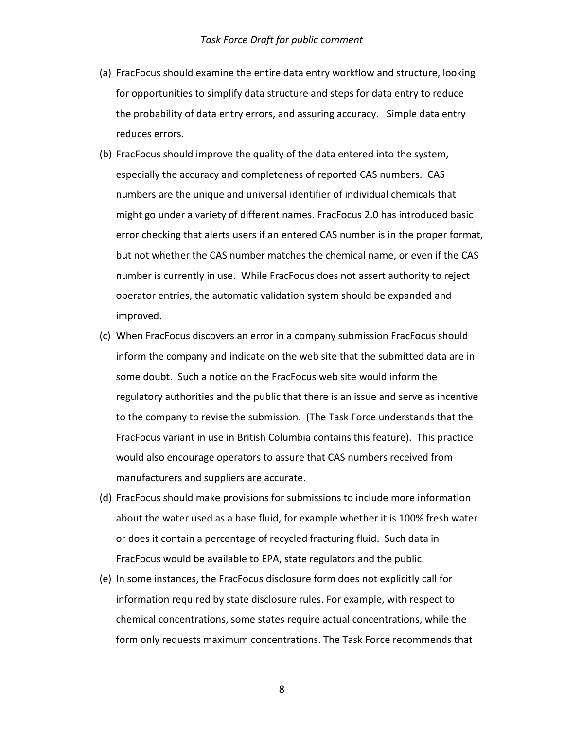(a) FracFocus should examine the entire data entry workflow and structure, looking for opportunities to simplify data structure and steps for data entry to reduce the probability of data entry errors, and assuring accuracy. Simple data entry reduces errors.

(b) FracFocus should improve the quality of the data entered into the system, especially the accuracy and completeness of reported CAS numbers. CAS numbers are the unique and universal identifier of individual chemicals that might go under a variety of different names. FracFocus 2.0 has introduced basic error checking that alerts users if an entered CAS number is in the proper format, but not whether the CAS number matches the chemical name, or even if the CAS number is currently in use. While FracFocus does not assert authority to reject operator entries, the automatic validation system should be expanded and improved.

(c) When FracFocus discovers an error in a company submission FracFocus should inform the company and indicate on the web site that the submitted data are in some doubt. Such a notice on the FracFocus web site would inform the regulatory authorities and the public that there is an issue and serve as incentive to the company to revise the submission. (The Task Force understands that the FracFocus variant in use in British Columbia contains this feature). This practice would also encourage operators to assure that CAS numbers received from manufacturers and suppliers are accurate.

(d) FracFocus should make provisions for submissions to include more information about the water used as a base fluid, for example whether it is 100% fresh water or does it contain a percentage of recycled fracturing fluid. Such data in FracFocus would be available to EPA, state regulators and the public.

(e) In some instances, the FracFocus disclosure form does not explicitly call for information required by state disclosure rules. For example, with respect to chemical concentrations, some states require actual concentrations, while the form only requests maximum concentrations. The Task Force recommends that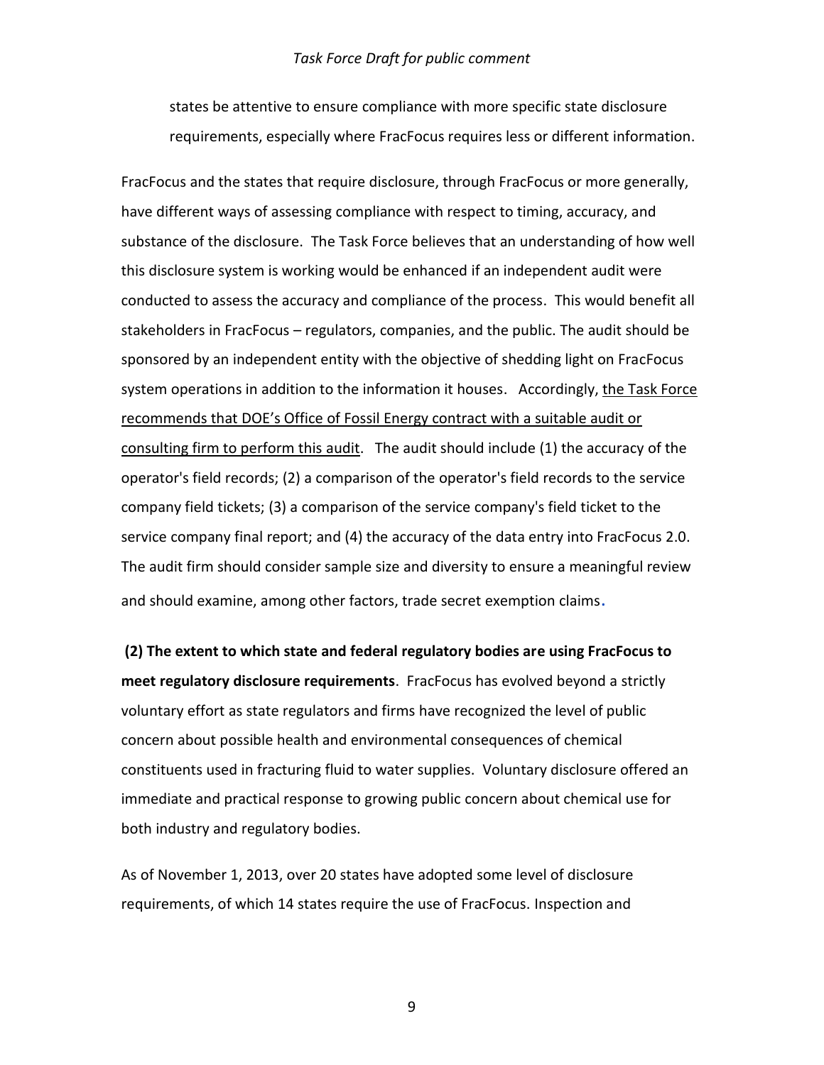states be attentive to ensure compliance with more specific state disclosure requirements, especially where FracFocus requires less or different information.

FracFocus and the states that require disclosure, through FracFocus or more generally, have different ways of assessing compliance with respect to timing, accuracy, and substance of the disclosure. The Task Force believes that an understanding of how well this disclosure system is working would be enhanced if an independent audit were conducted to assess the accuracy and compliance of the process. This would benefit all stakeholders in FracFocus – regulators, companies, and the public. The audit should be sponsored by an independent entity with the objective of shedding light on FracFocus system operations in addition to the information it houses. Accordingly, <u>the Task Force recommends that DOE's Office of Fossil Energy contract with a suitable audit or consulting firm to perform this audit</u>. The audit should include (1) the accuracy of the operator's field records; (2) a comparison of the operator's field records to the service company field tickets; (3) a comparison of the service company's field ticket to the service company final report; and (4) the accuracy of the data entry into FracFocus 2.0. The audit firm should consider sample size and diversity to ensure a meaningful review and should examine, among other factors, trade secret exemption claims.

**(2) The extent to which state and federal regulatory bodies are using FracFocus to meet regulatory disclosure requirements**. FracFocus has evolved beyond a strictly voluntary effort as state regulators and firms have recognized the level of public concern about possible health and environmental consequences of chemical constituents used in fracturing fluid to water supplies. Voluntary disclosure offered an immediate and practical response to growing public concern about chemical use for both industry and regulatory bodies.

As of November 1, 2013, over 20 states have adopted some level of disclosure requirements, of which 14 states require the use of FracFocus. Inspection and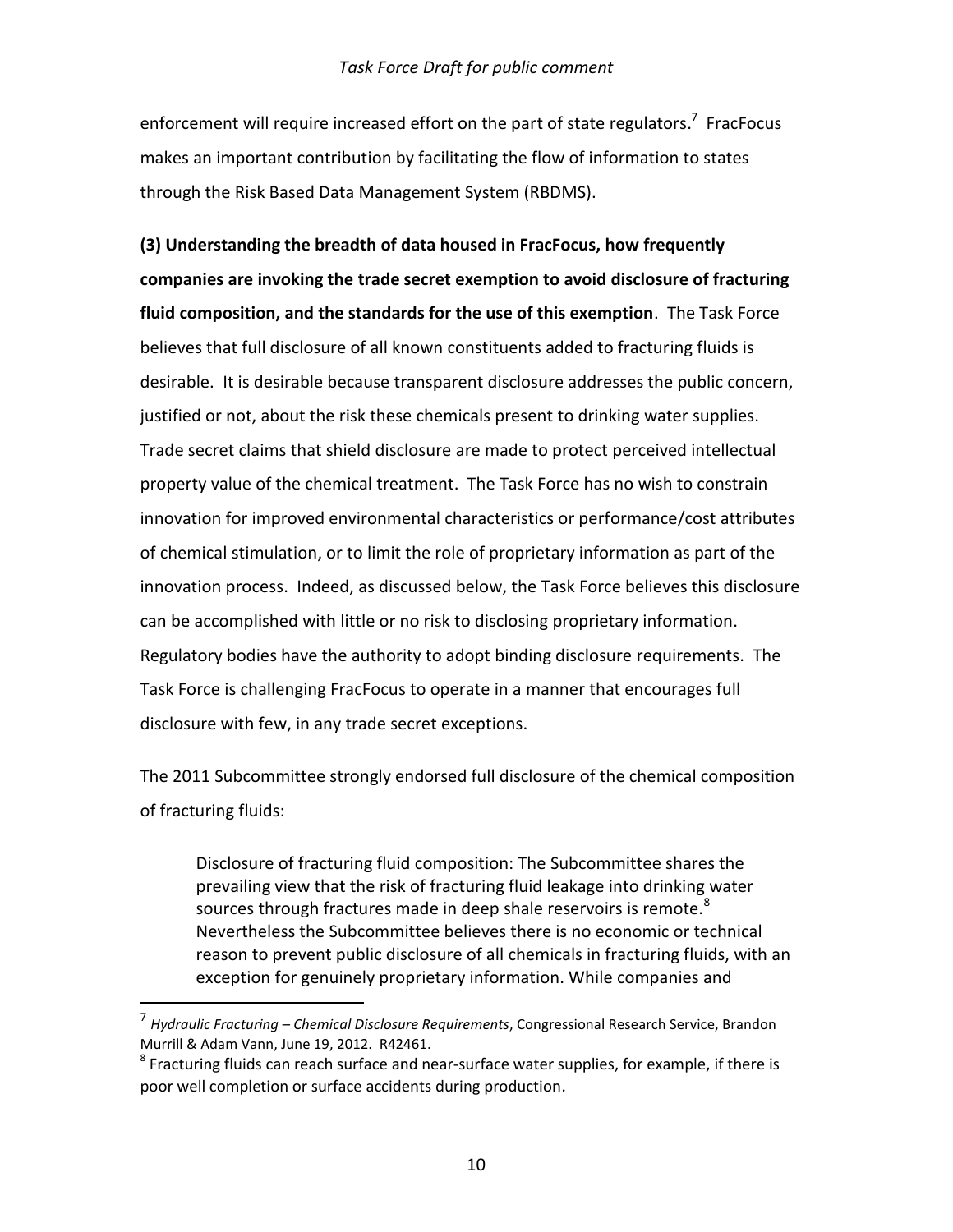enforcement will require increased effort on the part of state regulators.[7] FracFocus makes an important contribution by facilitating the flow of information to states through the Risk Based Data Management System (RBDMS).

**(3) Understanding the breadth of data housed in FracFocus, how frequently companies are invoking the trade secret exemption to avoid disclosure of fracturing fluid composition, and the standards for the use of this exemption**. The Task Force believes that full disclosure of all known constituents added to fracturing fluids is desirable. It is desirable because transparent disclosure addresses the public concern, justified or not, about the risk these chemicals present to drinking water supplies. Trade secret claims that shield disclosure are made to protect perceived intellectual property value of the chemical treatment. The Task Force has no wish to constrain innovation for improved environmental characteristics or performance/cost attributes of chemical stimulation, or to limit the role of proprietary information as part of the innovation process. Indeed, as discussed below, the Task Force believes this disclosure can be accomplished with little or no risk to disclosing proprietary information. Regulatory bodies have the authority to adopt binding disclosure requirements. The Task Force is challenging FracFocus to operate in a manner that encourages full disclosure with few, in any trade secret exceptions.

The 2011 Subcommittee strongly endorsed full disclosure of the chemical composition of fracturing fluids:

> Disclosure of fracturing fluid composition: The Subcommittee shares the prevailing view that the risk of fracturing fluid leakage into drinking water sources through fractures made in deep shale reservoirs is remote.[8] Nevertheless the Subcommittee believes there is no economic or technical reason to prevent public disclosure of all chemicals in fracturing fluids, with an exception for genuinely proprietary information. While companies and

[7] *Hydraulic Fracturing – Chemical Disclosure Requirements*, Congressional Research Service, Brandon Murrill & Adam Vann, June 19, 2012. R42461.

[8] Fracturing fluids can reach surface and near-surface water supplies, for example, if there is poor well completion or surface accidents during production.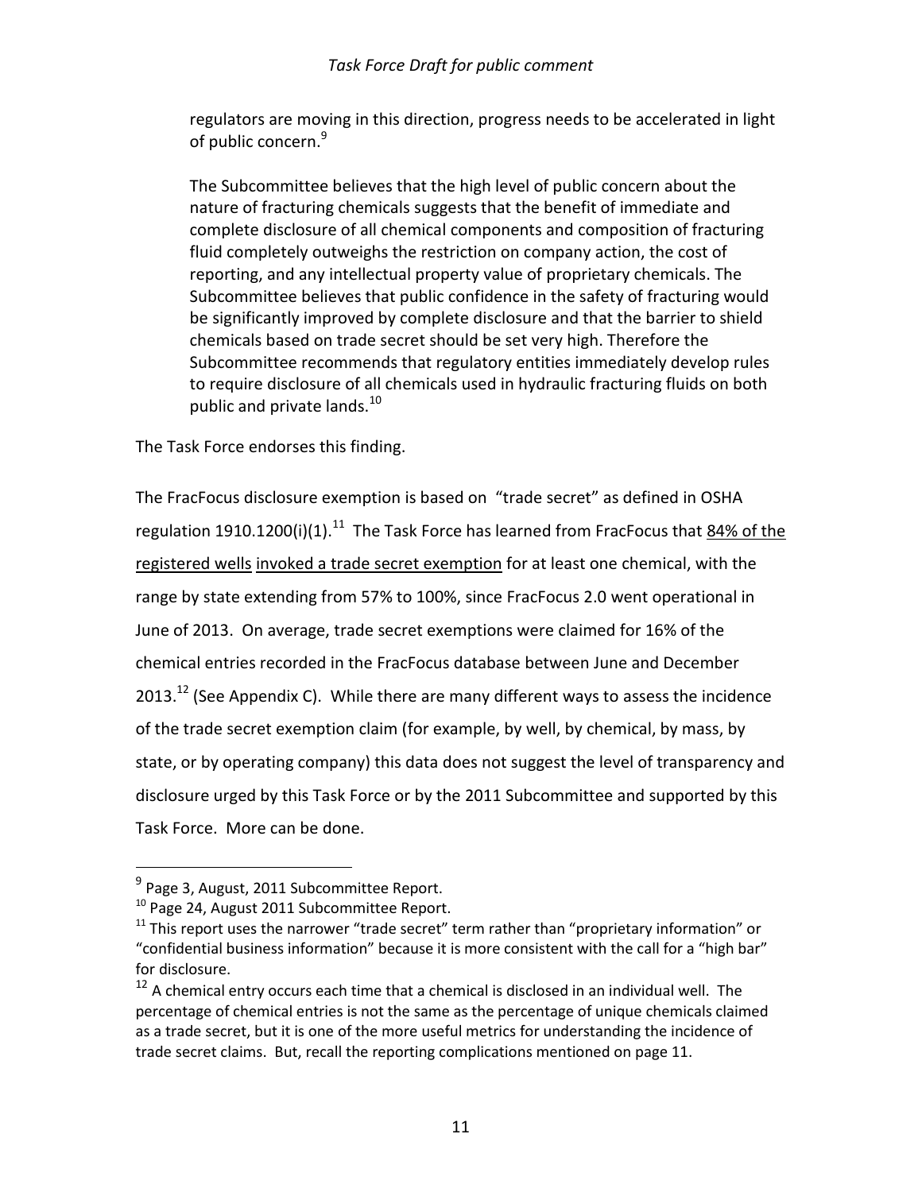> regulators are moving in this direction, progress needs to be accelerated in light of public concern.[9]
>
> The Subcommittee believes that the high level of public concern about the nature of fracturing chemicals suggests that the benefit of immediate and complete disclosure of all chemical components and composition of fracturing fluid completely outweighs the restriction on company action, the cost of reporting, and any intellectual property value of proprietary chemicals. The Subcommittee believes that public confidence in the safety of fracturing would be significantly improved by complete disclosure and that the barrier to shield chemicals based on trade secret should be set very high. Therefore the Subcommittee recommends that regulatory entities immediately develop rules to require disclosure of all chemicals used in hydraulic fracturing fluids on both public and private lands.[10]

The Task Force endorses this finding.

The FracFocus disclosure exemption is based on "trade secret" as defined in OSHA regulation 1910.1200(i)(1).[11] The Task Force has learned from FracFocus that <u>84% of the registered wells</u> <u>invoked a trade secret exemption</u> for at least one chemical, with the range by state extending from 57% to 100%, since FracFocus 2.0 went operational in June of 2013. On average, trade secret exemptions were claimed for 16% of the chemical entries recorded in the FracFocus database between June and December 2013.[12] (See Appendix C). While there are many different ways to assess the incidence of the trade secret exemption claim (for example, by well, by chemical, by mass, by state, or by operating company) this data does not suggest the level of transparency and disclosure urged by this Task Force or by the 2011 Subcommittee and supported by this Task Force. More can be done.

---

[9] Page 3, August, 2011 Subcommittee Report.

[10] Page 24, August 2011 Subcommittee Report.

[11] This report uses the narrower "trade secret" term rather than "proprietary information" or "confidential business information" because it is more consistent with the call for a "high bar" for disclosure.

[12] A chemical entry occurs each time that a chemical is disclosed in an individual well. The percentage of chemical entries is not the same as the percentage of unique chemicals claimed as a trade secret, but it is one of the more useful metrics for understanding the incidence of trade secret claims. But, recall the reporting complications mentioned on page 11.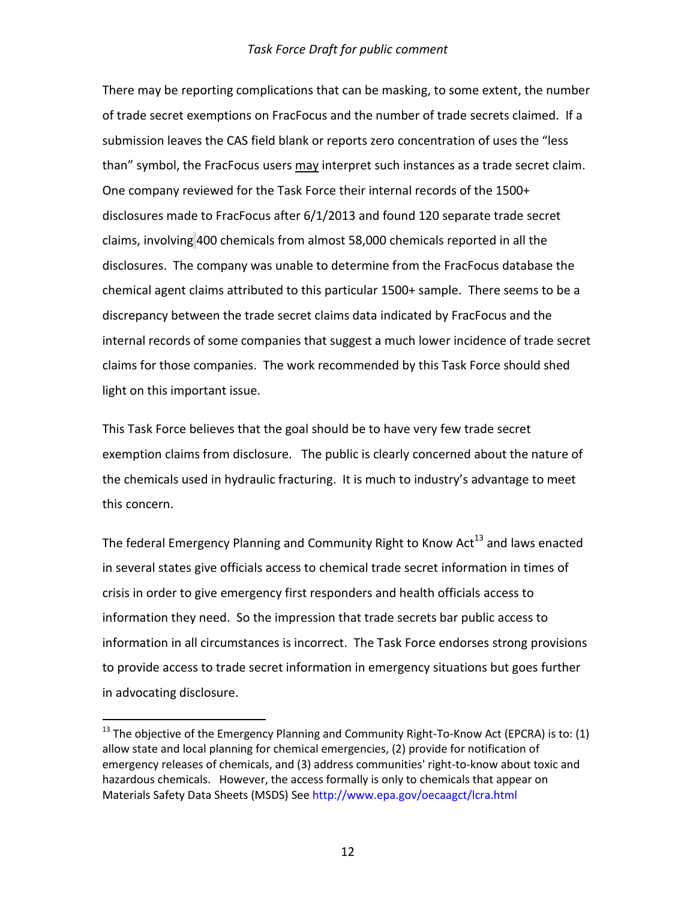There may be reporting complications that can be masking, to some extent, the number of trade secret exemptions on FracFocus and the number of trade secrets claimed. If a submission leaves the CAS field blank or reports zero concentration of uses the "less than" symbol, the FracFocus users <u>may</u> interpret such instances as a trade secret claim. One company reviewed for the Task Force their internal records of the 1500+ disclosures made to FracFocus after 6/1/2013 and found 120 separate trade secret claims, involving 400 chemicals from almost 58,000 chemicals reported in all the disclosures. The company was unable to determine from the FracFocus database the chemical agent claims attributed to this particular 1500+ sample. There seems to be a discrepancy between the trade secret claims data indicated by FracFocus and the internal records of some companies that suggest a much lower incidence of trade secret claims for those companies. The work recommended by this Task Force should shed light on this important issue.

This Task Force believes that the goal should be to have very few trade secret exemption claims from disclosure. The public is clearly concerned about the nature of the chemicals used in hydraulic fracturing. It is much to industry's advantage to meet this concern.

The federal Emergency Planning and Community Right to Know Act[13] and laws enacted in several states give officials access to chemical trade secret information in times of crisis in order to give emergency first responders and health officials access to information they need. So the impression that trade secrets bar public access to information in all circumstances is incorrect. The Task Force endorses strong provisions to provide access to trade secret information in emergency situations but goes further in advocating disclosure.

---

[13] The objective of the Emergency Planning and Community Right-To-Know Act (EPCRA) is to: (1) allow state and local planning for chemical emergencies, (2) provide for notification of emergency releases of chemicals, and (3) address communities' right-to-know about toxic and hazardous chemicals. However, the access formally is only to chemicals that appear on Materials Safety Data Sheets (MSDS) See http://www.epa.gov/oecaagct/lcra.html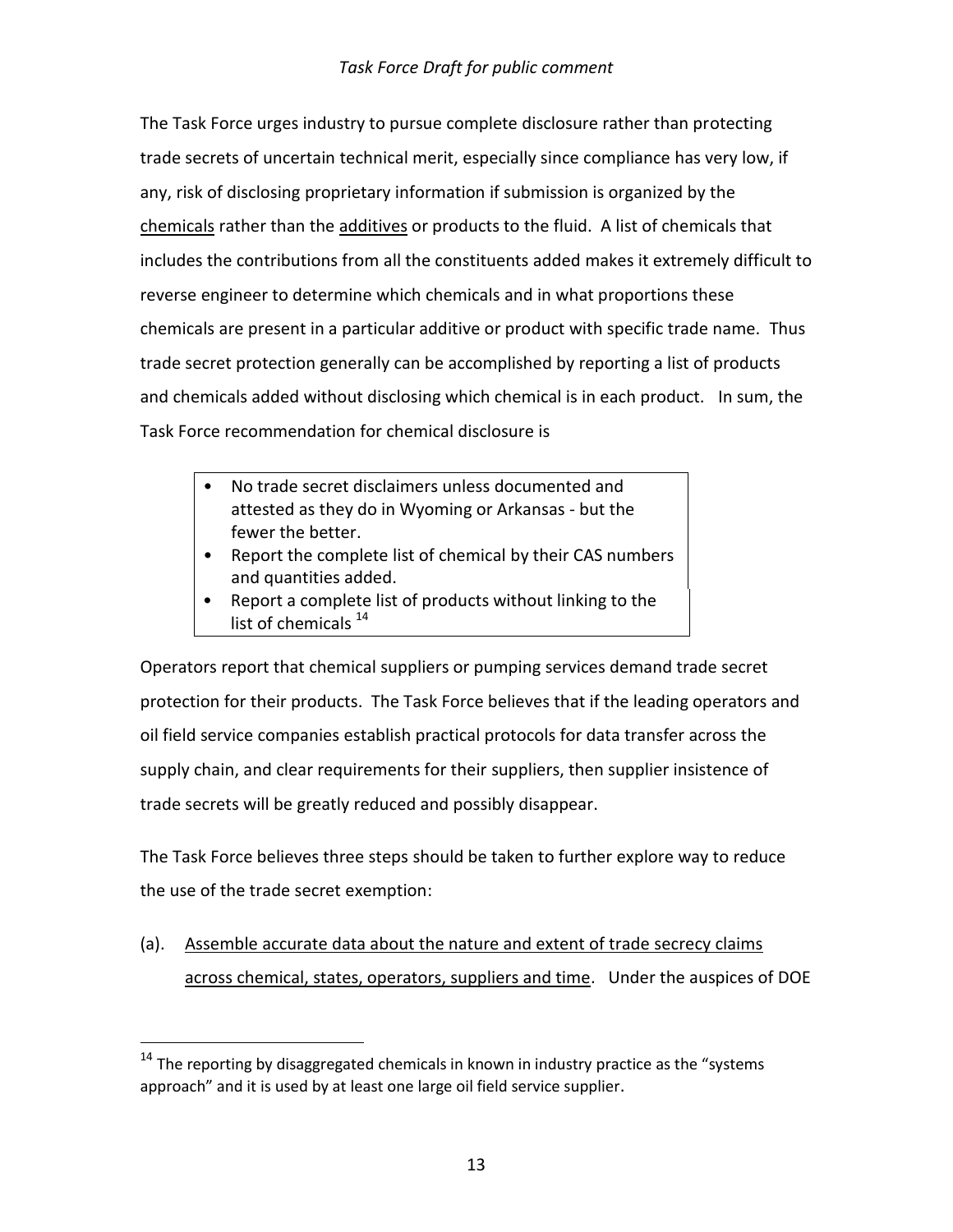The Task Force urges industry to pursue complete disclosure rather than protecting trade secrets of uncertain technical merit, especially since compliance has very low, if any, risk of disclosing proprietary information if submission is organized by the <u>chemicals</u> rather than the <u>additives</u> or products to the fluid. A list of chemicals that includes the contributions from all the constituents added makes it extremely difficult to reverse engineer to determine which chemicals and in what proportions these chemicals are present in a particular additive or product with specific trade name. Thus trade secret protection generally can be accomplished by reporting a list of products and chemicals added without disclosing which chemical is in each product. In sum, the Task Force recommendation for chemical disclosure is

- No trade secret disclaimers unless documented and attested as they do in Wyoming or Arkansas - but the fewer the better.
- Report the complete list of chemical by their CAS numbers and quantities added.
- Report a complete list of products without linking to the list of chemicals [14]

Operators report that chemical suppliers or pumping services demand trade secret protection for their products. The Task Force believes that if the leading operators and oil field service companies establish practical protocols for data transfer across the supply chain, and clear requirements for their suppliers, then supplier insistence of trade secrets will be greatly reduced and possibly disappear.

The Task Force believes three steps should be taken to further explore way to reduce the use of the trade secret exemption:

(a). <u>Assemble accurate data about the nature and extent of trade secrecy claims across chemical, states, operators, suppliers and time</u>. Under the auspices of DOE

[14] The reporting by disaggregated chemicals in known in industry practice as the "systems approach" and it is used by at least one large oil field service supplier.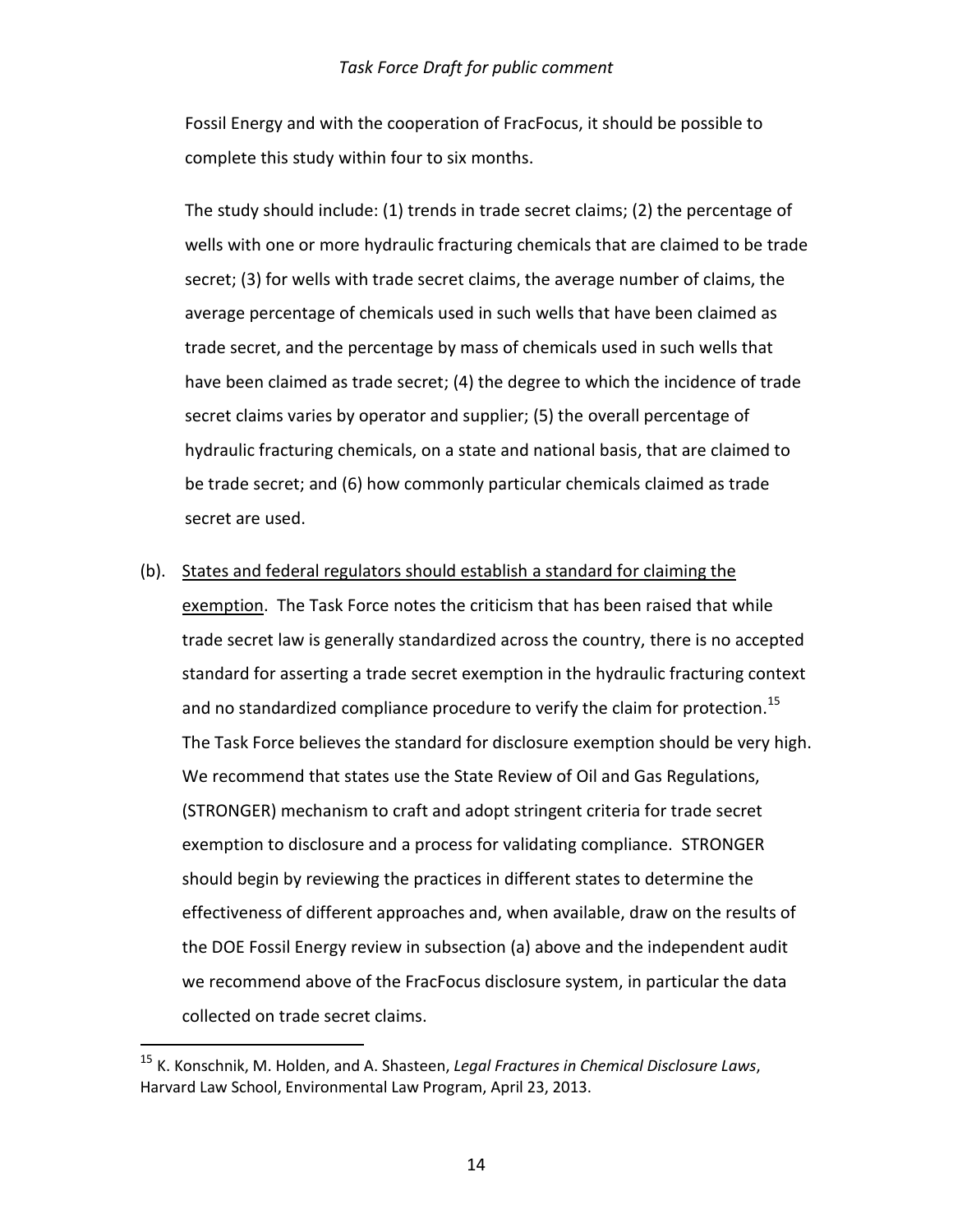Fossil Energy and with the cooperation of FracFocus, it should be possible to complete this study within four to six months.

The study should include: (1) trends in trade secret claims; (2) the percentage of wells with one or more hydraulic fracturing chemicals that are claimed to be trade secret; (3) for wells with trade secret claims, the average number of claims, the average percentage of chemicals used in such wells that have been claimed as trade secret, and the percentage by mass of chemicals used in such wells that have been claimed as trade secret; (4) the degree to which the incidence of trade secret claims varies by operator and supplier; (5) the overall percentage of hydraulic fracturing chemicals, on a state and national basis, that are claimed to be trade secret; and (6) how commonly particular chemicals claimed as trade secret are used.

(b). States and federal regulators should establish a standard for claiming the exemption. The Task Force notes the criticism that has been raised that while trade secret law is generally standardized across the country, there is no accepted standard for asserting a trade secret exemption in the hydraulic fracturing context and no standardized compliance procedure to verify the claim for protection.[15] The Task Force believes the standard for disclosure exemption should be very high. We recommend that states use the State Review of Oil and Gas Regulations, (STRONGER) mechanism to craft and adopt stringent criteria for trade secret exemption to disclosure and a process for validating compliance. STRONGER should begin by reviewing the practices in different states to determine the effectiveness of different approaches and, when available, draw on the results of the DOE Fossil Energy review in subsection (a) above and the independent audit we recommend above of the FracFocus disclosure system, in particular the data collected on trade secret claims.

---

[15] K. Konschnik, M. Holden, and A. Shasteen, *Legal Fractures in Chemical Disclosure Laws*, Harvard Law School, Environmental Law Program, April 23, 2013.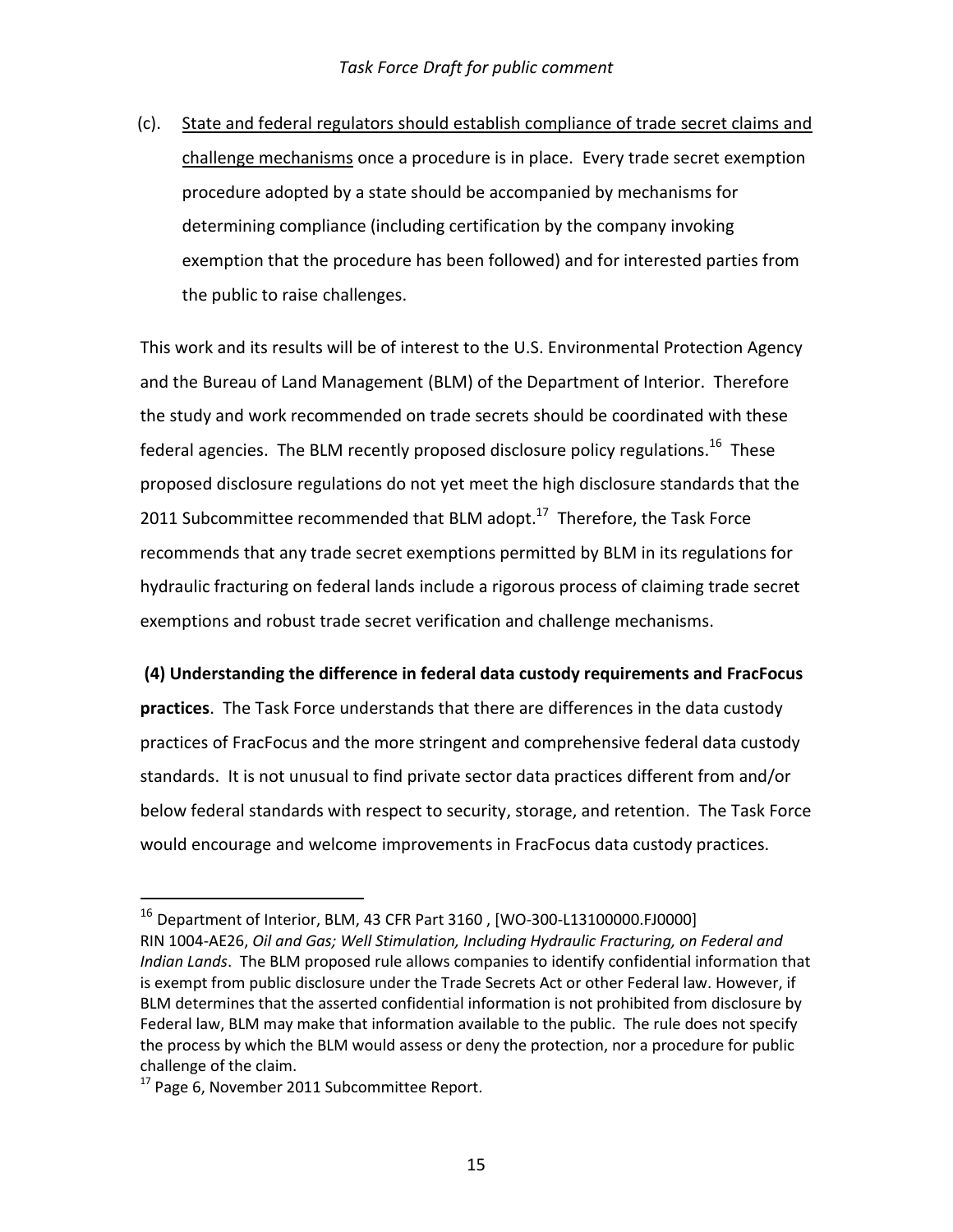(c). State and federal regulators should establish compliance of trade secret claims and challenge mechanisms once a procedure is in place. Every trade secret exemption procedure adopted by a state should be accompanied by mechanisms for determining compliance (including certification by the company invoking exemption that the procedure has been followed) and for interested parties from the public to raise challenges.

This work and its results will be of interest to the U.S. Environmental Protection Agency and the Bureau of Land Management (BLM) of the Department of Interior. Therefore the study and work recommended on trade secrets should be coordinated with these federal agencies. The BLM recently proposed disclosure policy regulations.[16] These proposed disclosure regulations do not yet meet the high disclosure standards that the 2011 Subcommittee recommended that BLM adopt.[17] Therefore, the Task Force recommends that any trade secret exemptions permitted by BLM in its regulations for hydraulic fracturing on federal lands include a rigorous process of claiming trade secret exemptions and robust trade secret verification and challenge mechanisms.

**(4) Understanding the difference in federal data custody requirements and FracFocus practices**. The Task Force understands that there are differences in the data custody practices of FracFocus and the more stringent and comprehensive federal data custody standards. It is not unusual to find private sector data practices different from and/or below federal standards with respect to security, storage, and retention. The Task Force would encourage and welcome improvements in FracFocus data custody practices.

---

[16] Department of Interior, BLM, 43 CFR Part 3160 , [WO-300-L13100000.FJ0000] RIN 1004-AE26, *Oil and Gas; Well Stimulation, Including Hydraulic Fracturing, on Federal and Indian Lands*. The BLM proposed rule allows companies to identify confidential information that is exempt from public disclosure under the Trade Secrets Act or other Federal law. However, if BLM determines that the asserted confidential information is not prohibited from disclosure by Federal law, BLM may make that information available to the public. The rule does not specify the process by which the BLM would assess or deny the protection, nor a procedure for public challenge of the claim.

[17] Page 6, November 2011 Subcommittee Report.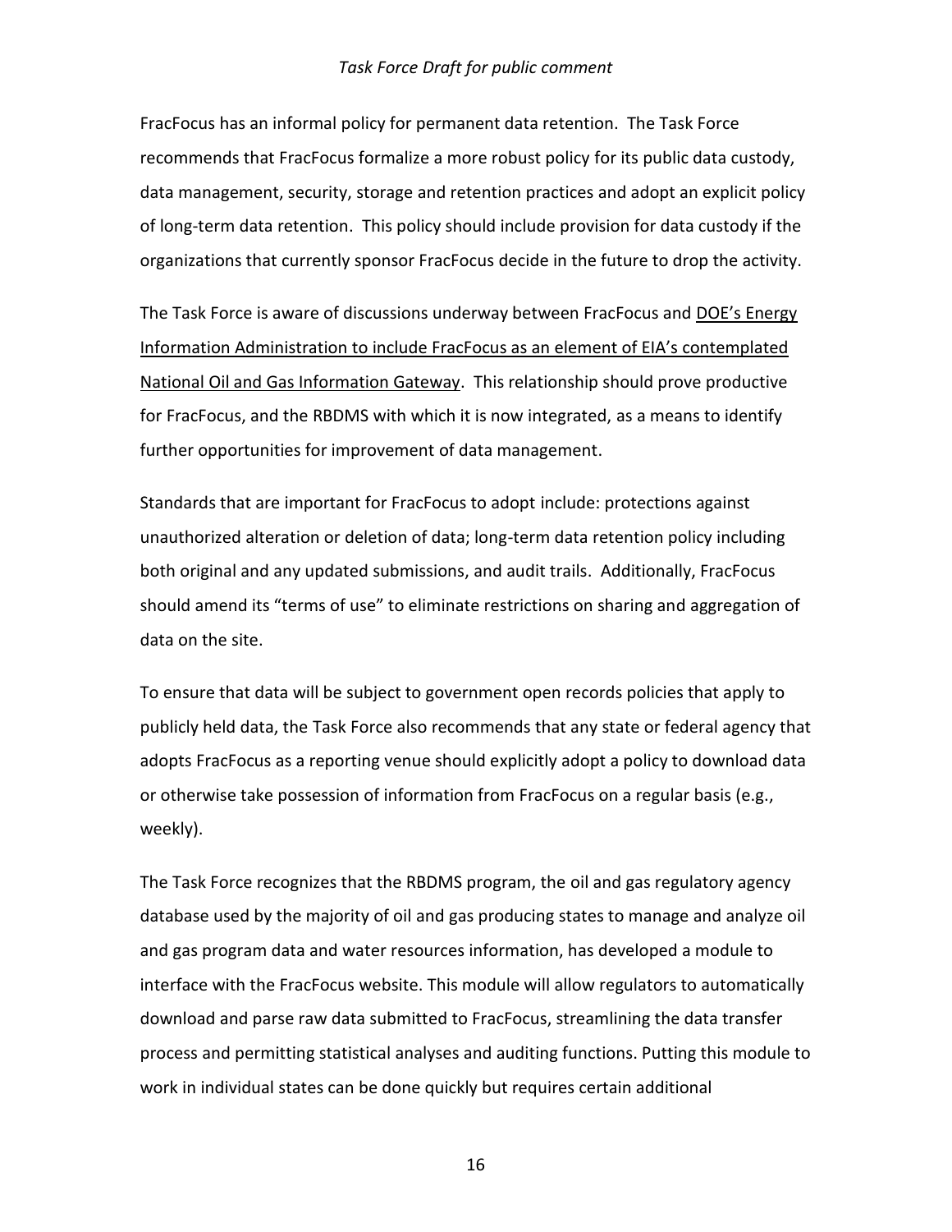FracFocus has an informal policy for permanent data retention. The Task Force recommends that FracFocus formalize a more robust policy for its public data custody, data management, security, storage and retention practices and adopt an explicit policy of long-term data retention. This policy should include provision for data custody if the organizations that currently sponsor FracFocus decide in the future to drop the activity.

The Task Force is aware of discussions underway between FracFocus and DOE's Energy Information Administration to include FracFocus as an element of EIA's contemplated National Oil and Gas Information Gateway. This relationship should prove productive for FracFocus, and the RBDMS with which it is now integrated, as a means to identify further opportunities for improvement of data management.

Standards that are important for FracFocus to adopt include: protections against unauthorized alteration or deletion of data; long-term data retention policy including both original and any updated submissions, and audit trails. Additionally, FracFocus should amend its "terms of use" to eliminate restrictions on sharing and aggregation of data on the site.

To ensure that data will be subject to government open records policies that apply to publicly held data, the Task Force also recommends that any state or federal agency that adopts FracFocus as a reporting venue should explicitly adopt a policy to download data or otherwise take possession of information from FracFocus on a regular basis (e.g., weekly).

The Task Force recognizes that the RBDMS program, the oil and gas regulatory agency database used by the majority of oil and gas producing states to manage and analyze oil and gas program data and water resources information, has developed a module to interface with the FracFocus website. This module will allow regulators to automatically download and parse raw data submitted to FracFocus, streamlining the data transfer process and permitting statistical analyses and auditing functions. Putting this module to work in individual states can be done quickly but requires certain additional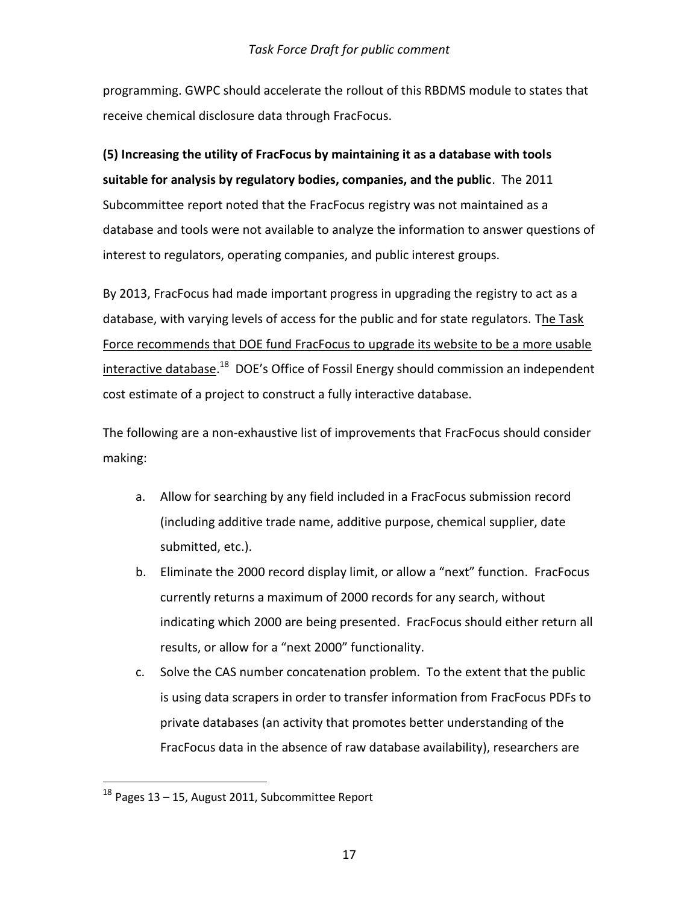programming. GWPC should accelerate the rollout of this RBDMS module to states that receive chemical disclosure data through FracFocus.

**(5) Increasing the utility of FracFocus by maintaining it as a database with tools suitable for analysis by regulatory bodies, companies, and the public**. The 2011 Subcommittee report noted that the FracFocus registry was not maintained as a database and tools were not available to analyze the information to answer questions of interest to regulators, operating companies, and public interest groups.

By 2013, FracFocus had made important progress in upgrading the registry to act as a database, with varying levels of access for the public and for state regulators. The Task Force recommends that DOE fund FracFocus to upgrade its website to be a more usable interactive database.[18] DOE's Office of Fossil Energy should commission an independent cost estimate of a project to construct a fully interactive database.

The following are a non-exhaustive list of improvements that FracFocus should consider making:

a. Allow for searching by any field included in a FracFocus submission record (including additive trade name, additive purpose, chemical supplier, date submitted, etc.).
b. Eliminate the 2000 record display limit, or allow a "next" function. FracFocus currently returns a maximum of 2000 records for any search, without indicating which 2000 are being presented. FracFocus should either return all results, or allow for a "next 2000" functionality.
c. Solve the CAS number concatenation problem. To the extent that the public is using data scrapers in order to transfer information from FracFocus PDFs to private databases (an activity that promotes better understanding of the FracFocus data in the absence of raw database availability), researchers are

[18] Pages 13 – 15, August 2011, Subcommittee Report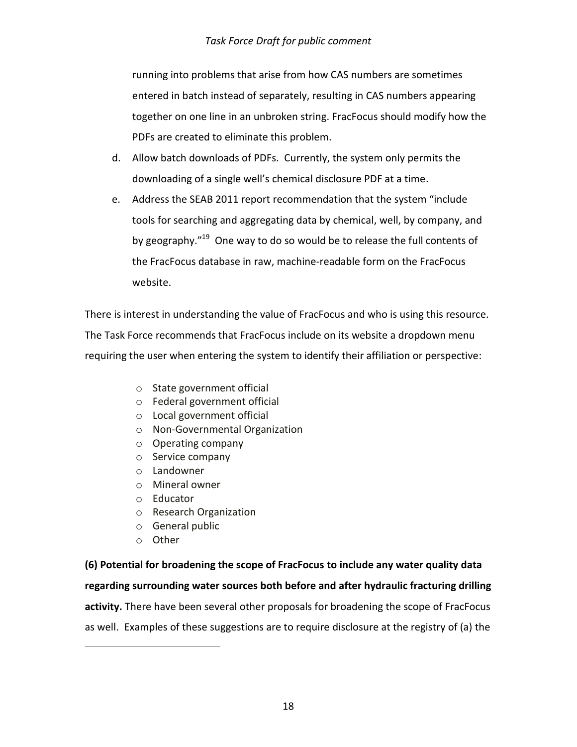running into problems that arise from how CAS numbers are sometimes entered in batch instead of separately, resulting in CAS numbers appearing together on one line in an unbroken string. FracFocus should modify how the PDFs are created to eliminate this problem.

d. Allow batch downloads of PDFs. Currently, the system only permits the downloading of a single well's chemical disclosure PDF at a time.

e. Address the SEAB 2011 report recommendation that the system "include tools for searching and aggregating data by chemical, well, by company, and by geography."[19] One way to do so would be to release the full contents of the FracFocus database in raw, machine-readable form on the FracFocus website.

There is interest in understanding the value of FracFocus and who is using this resource. The Task Force recommends that FracFocus include on its website a dropdown menu requiring the user when entering the system to identify their affiliation or perspective:

- State government official
- Federal government official
- Local government official
- Non-Governmental Organization
- Operating company
- Service company
- Landowner
- Mineral owner
- Educator
- Research Organization
- General public
- Other

**(6) Potential for broadening the scope of FracFocus to include any water quality data regarding surrounding water sources both before and after hydraulic fracturing drilling activity.** There have been several other proposals for broadening the scope of FracFocus as well. Examples of these suggestions are to require disclosure at the registry of (a) the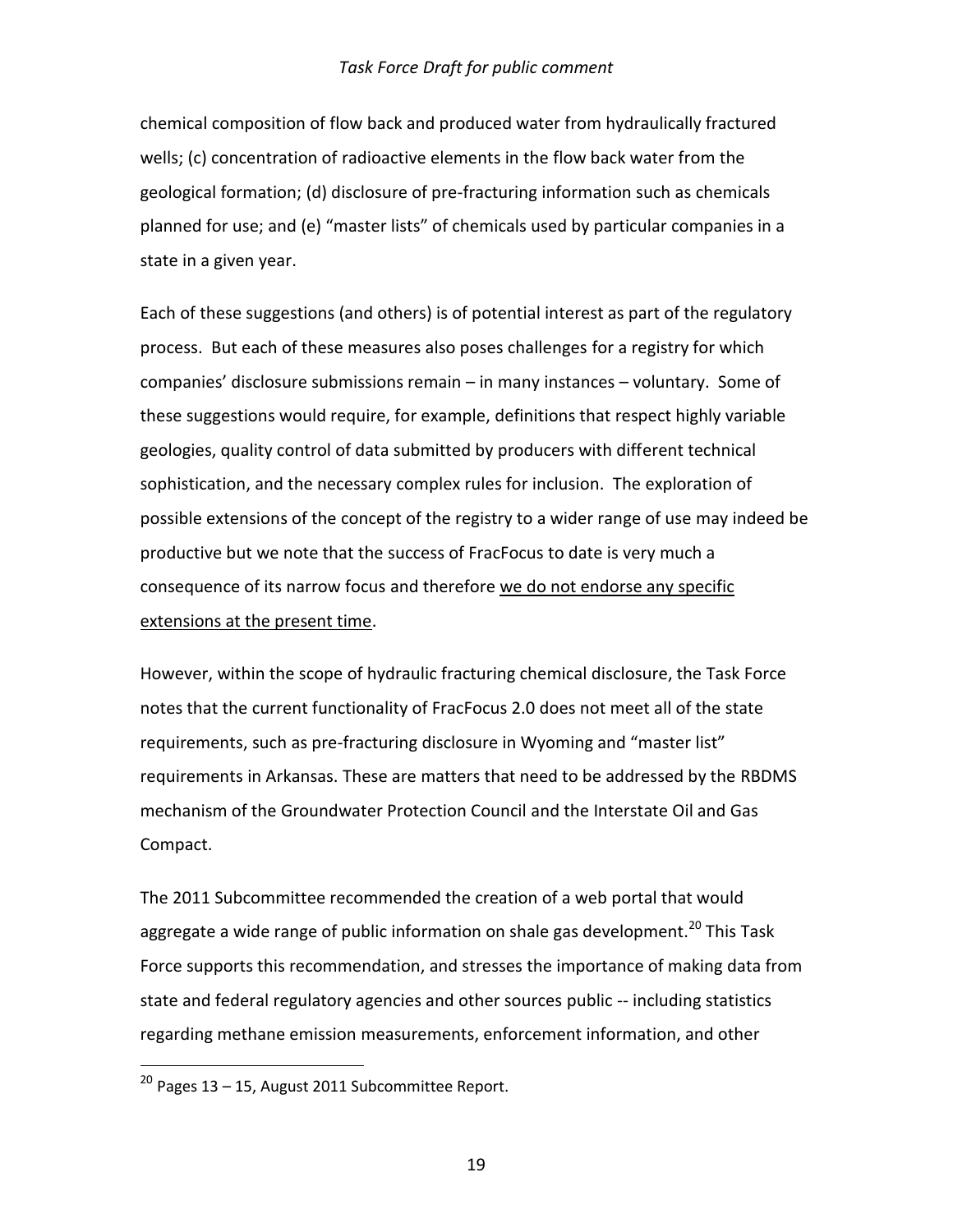chemical composition of flow back and produced water from hydraulically fractured wells; (c) concentration of radioactive elements in the flow back water from the geological formation; (d) disclosure of pre-fracturing information such as chemicals planned for use; and (e) "master lists" of chemicals used by particular companies in a state in a given year.

Each of these suggestions (and others) is of potential interest as part of the regulatory process. But each of these measures also poses challenges for a registry for which companies' disclosure submissions remain – in many instances – voluntary. Some of these suggestions would require, for example, definitions that respect highly variable geologies, quality control of data submitted by producers with different technical sophistication, and the necessary complex rules for inclusion. The exploration of possible extensions of the concept of the registry to a wider range of use may indeed be productive but we note that the success of FracFocus to date is very much a consequence of its narrow focus and therefore <u>we do not endorse any specific extensions at the present time</u>.

However, within the scope of hydraulic fracturing chemical disclosure, the Task Force notes that the current functionality of FracFocus 2.0 does not meet all of the state requirements, such as pre-fracturing disclosure in Wyoming and "master list" requirements in Arkansas. These are matters that need to be addressed by the RBDMS mechanism of the Groundwater Protection Council and the Interstate Oil and Gas Compact.

The 2011 Subcommittee recommended the creation of a web portal that would aggregate a wide range of public information on shale gas development.[20] This Task Force supports this recommendation, and stresses the importance of making data from state and federal regulatory agencies and other sources public -- including statistics regarding methane emission measurements, enforcement information, and other

---

[20] Pages 13 – 15, August 2011 Subcommittee Report.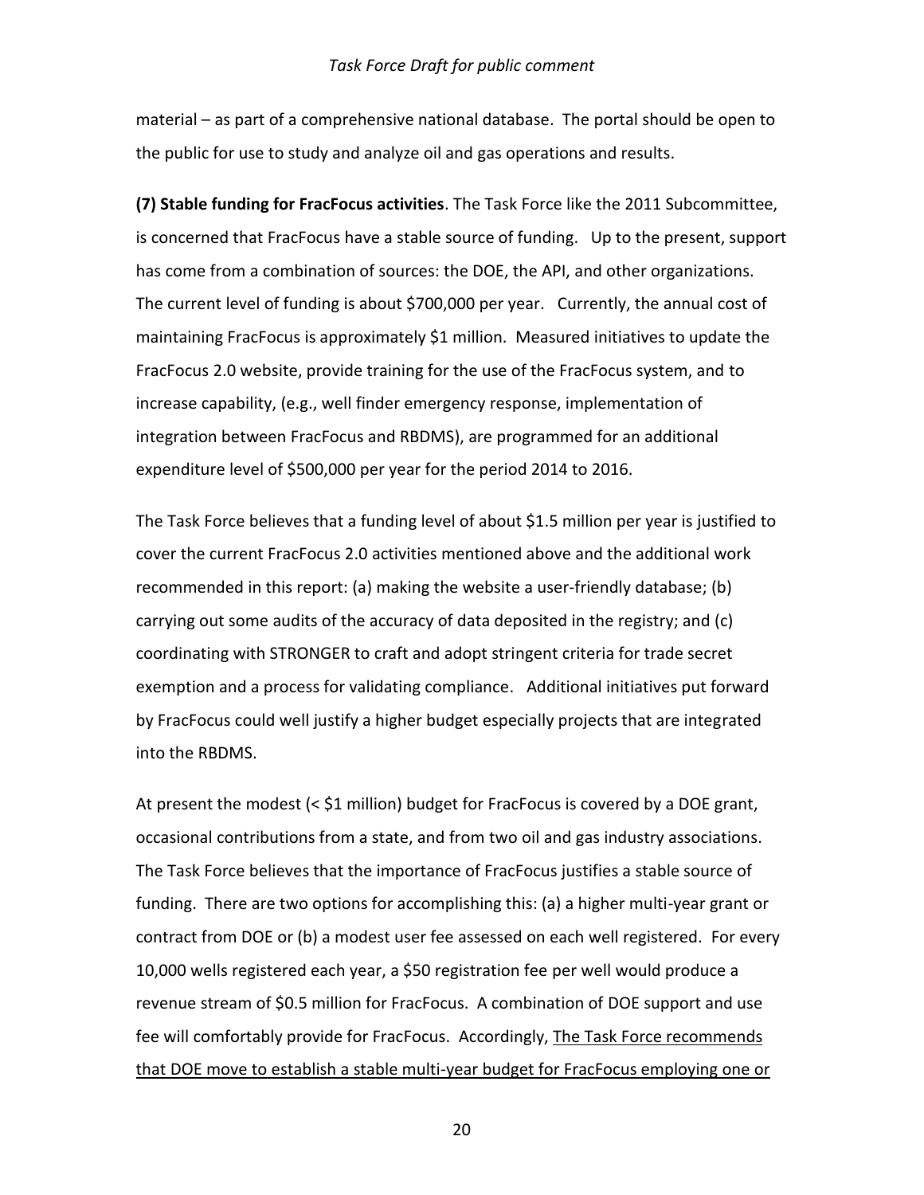material – as part of a comprehensive national database. The portal should be open to the public for use to study and analyze oil and gas operations and results.

**(7) Stable funding for FracFocus activities**. The Task Force like the 2011 Subcommittee, is concerned that FracFocus have a stable source of funding. Up to the present, support has come from a combination of sources: the DOE, the API, and other organizations. The current level of funding is about $700,000 per year. Currently, the annual cost of maintaining FracFocus is approximately $1 million. Measured initiatives to update the FracFocus 2.0 website, provide training for the use of the FracFocus system, and to increase capability, (e.g., well finder emergency response, implementation of integration between FracFocus and RBDMS), are programmed for an additional expenditure level of $500,000 per year for the period 2014 to 2016.

The Task Force believes that a funding level of about $1.5 million per year is justified to cover the current FracFocus 2.0 activities mentioned above and the additional work recommended in this report: (a) making the website a user-friendly database; (b) carrying out some audits of the accuracy of data deposited in the registry; and (c) coordinating with STRONGER to craft and adopt stringent criteria for trade secret exemption and a process for validating compliance. Additional initiatives put forward by FracFocus could well justify a higher budget especially projects that are integrated into the RBDMS.

At present the modest (< $1 million) budget for FracFocus is covered by a DOE grant, occasional contributions from a state, and from two oil and gas industry associations. The Task Force believes that the importance of FracFocus justifies a stable source of funding. There are two options for accomplishing this: (a) a higher multi-year grant or contract from DOE or (b) a modest user fee assessed on each well registered. For every 10,000 wells registered each year, a $50 registration fee per well would produce a revenue stream of $0.5 million for FracFocus. A combination of DOE support and use fee will comfortably provide for FracFocus. Accordingly, <u>The Task Force recommends that DOE move to establish a stable multi-year budget for FracFocus employing one or</u>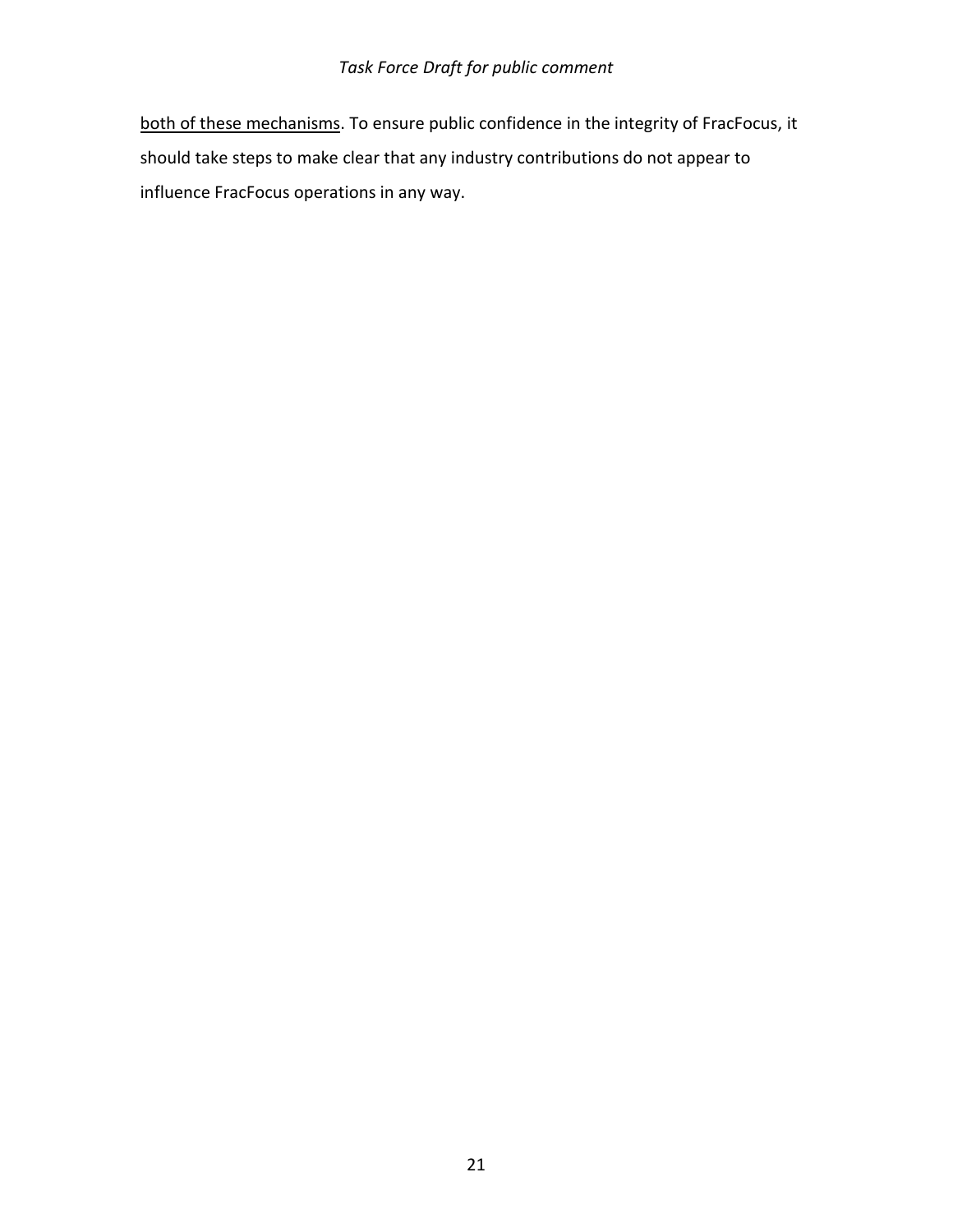both of these mechanisms. To ensure public confidence in the integrity of FracFocus, it should take steps to make clear that any industry contributions do not appear to influence FracFocus operations in any way.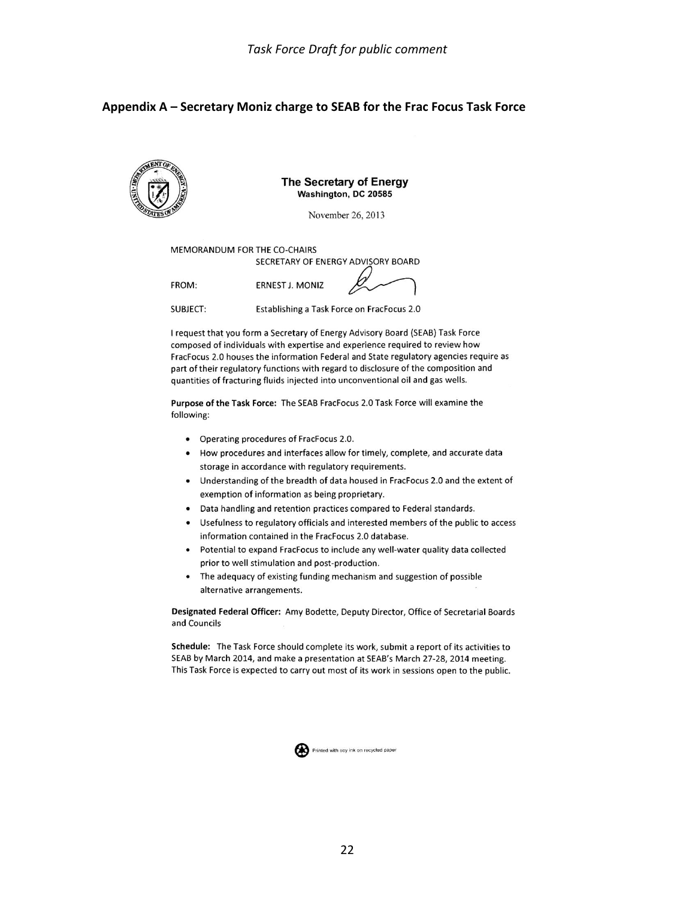## Appendix A – Secretary Moniz charge to SEAB for the Frac Focus Task Force

**The Secretary of Energy**
**Washington, DC 20585**

November 26, 2013

MEMORANDUM FOR THE CO-CHAIRS
SECRETARY OF ENERGY ADVISORY BOARD

FROM: ERNEST J. MONIZ

SUBJECT: Establishing a Task Force on FracFocus 2.0

I request that you form a Secretary of Energy Advisory Board (SEAB) Task Force composed of individuals with expertise and experience required to review how FracFocus 2.0 houses the information Federal and State regulatory agencies require as part of their regulatory functions with regard to disclosure of the composition and quantities of fracturing fluids injected into unconventional oil and gas wells.

**Purpose of the Task Force:** The SEAB FracFocus 2.0 Task Force will examine the following:

- Operating procedures of FracFocus 2.0.
- How procedures and interfaces allow for timely, complete, and accurate data storage in accordance with regulatory requirements.
- Understanding of the breadth of data housed in FracFocus 2.0 and the extent of exemption of information as being proprietary.
- Data handling and retention practices compared to Federal standards.
- Usefulness to regulatory officials and interested members of the public to access information contained in the FracFocus 2.0 database.
- Potential to expand FracFocus to include any well-water quality data collected prior to well stimulation and post-production.
- The adequacy of existing funding mechanism and suggestion of possible alternative arrangements.

**Designated Federal Officer:** Amy Bodette, Deputy Director, Office of Secretarial Boards and Councils

**Schedule:** The Task Force should complete its work, submit a report of its activities to SEAB by March 2014, and make a presentation at SEAB's March 27-28, 2014 meeting. This Task Force is expected to carry out most of its work in sessions open to the public.

Printed with soy ink on recycled paper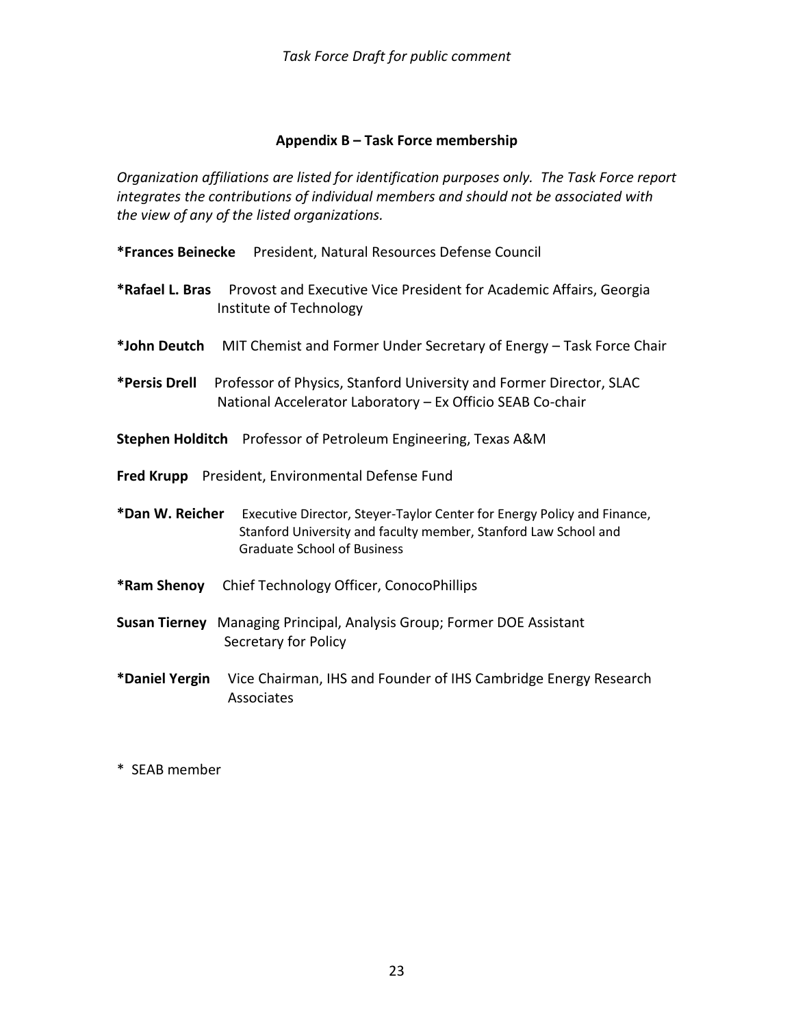## Appendix B – Task Force membership

*Organization affiliations are listed for identification purposes only. The Task Force report integrates the contributions of individual members and should not be associated with the view of any of the listed organizations.*

**\*Frances Beinecke** President, Natural Resources Defense Council

**\*Rafael L. Bras** Provost and Executive Vice President for Academic Affairs, Georgia Institute of Technology

**\*John Deutch** MIT Chemist and Former Under Secretary of Energy – Task Force Chair

**\*Persis Drell** Professor of Physics, Stanford University and Former Director, SLAC National Accelerator Laboratory – Ex Officio SEAB Co-chair

**Stephen Holditch** Professor of Petroleum Engineering, Texas A&M

**Fred Krupp** President, Environmental Defense Fund

**\*Dan W. Reicher** Executive Director, Steyer-Taylor Center for Energy Policy and Finance, Stanford University and faculty member, Stanford Law School and Graduate School of Business

**\*Ram Shenoy** Chief Technology Officer, ConocoPhillips

**Susan Tierney** Managing Principal, Analysis Group; Former DOE Assistant Secretary for Policy

**\*Daniel Yergin** Vice Chairman, IHS and Founder of IHS Cambridge Energy Research Associates

\* SEAB member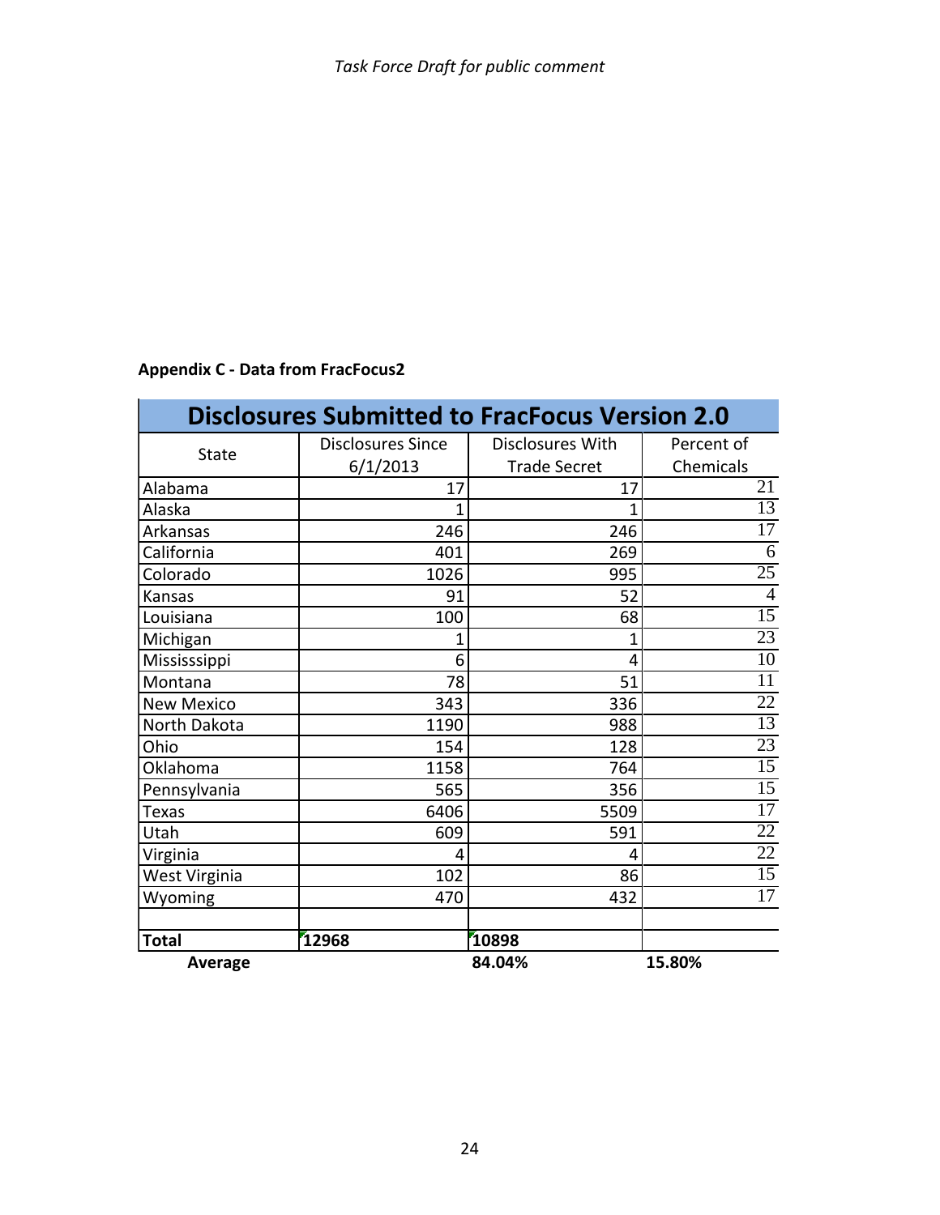**Appendix C - Data from FracFocus2**

| Disclosures Submitted to FracFocus Version 2.0 | | | |
|---|---|---|---|
| State | Disclosures Since 6/1/2013 | Disclosures With Trade Secret | Percent of Chemicals |
| Alabama | 17 | 17 | 21 |
| Alaska | 1 | 1 | 13 |
| Arkansas | 246 | 246 | 17 |
| California | 401 | 269 | 6 |
| Colorado | 1026 | 995 | 25 |
| Kansas | 91 | 52 | 4 |
| Louisiana | 100 | 68 | 15 |
| Michigan | 1 | 1 | 23 |
| Mississsippi | 6 | 4 | 10 |
| Montana | 78 | 51 | 11 |
| New Mexico | 343 | 336 | 22 |
| North Dakota | 1190 | 988 | 13 |
| Ohio | 154 | 128 | 23 |
| Oklahoma | 1158 | 764 | 15 |
| Pennsylvania | 565 | 356 | 15 |
| Texas | 6406 | 5509 | 17 |
| Utah | 609 | 591 | 22 |
| Virginia | 4 | 4 | 22 |
| West Virginia | 102 | 86 | 15 |
| Wyoming | 470 | 432 | 17 |
| | | | |
| **Total** | **12968** | **10898** | |
| **Average** | | **84.04%** | **15.80%** |